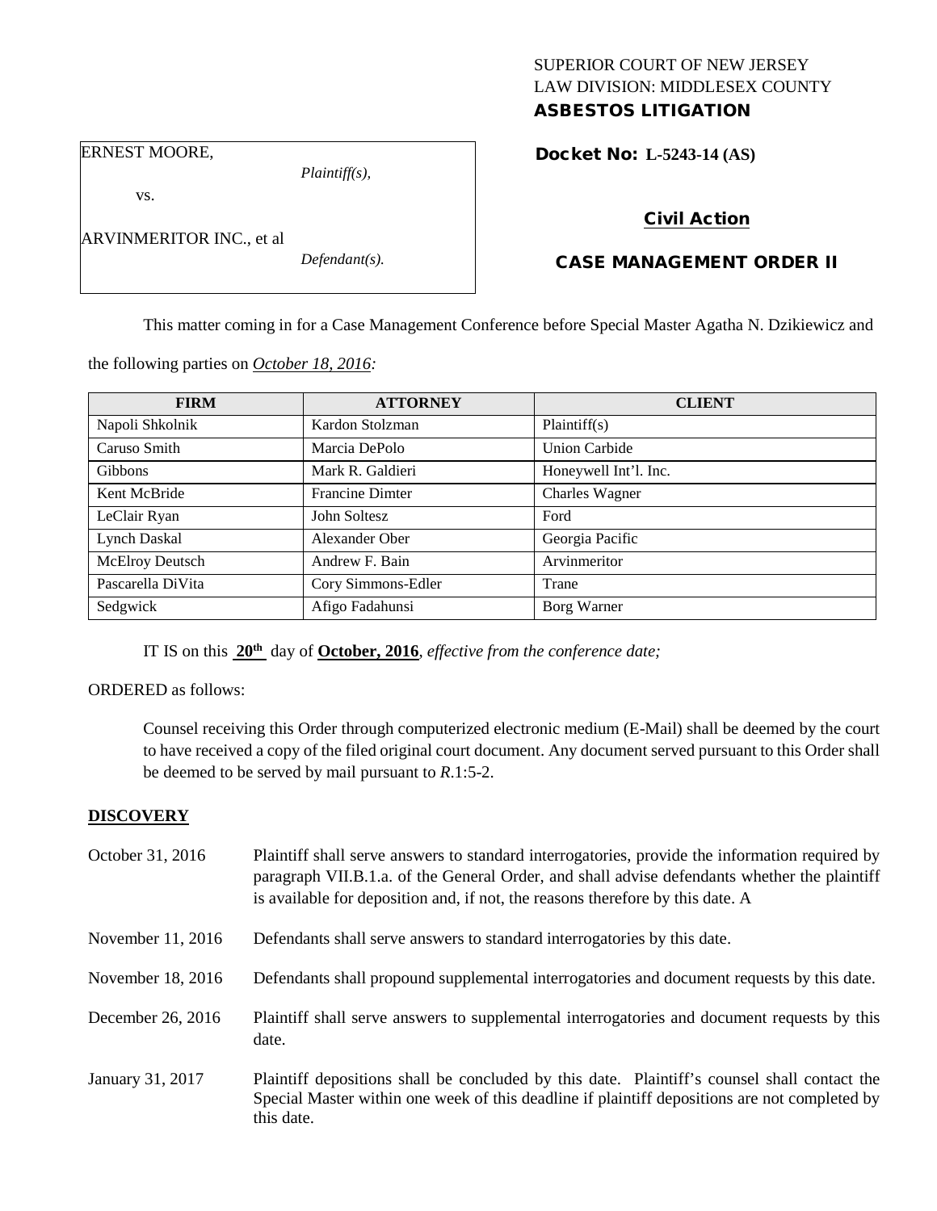SUPERIOR COURT OF NEW JERSEY
LAW DIVISION: MIDDLESEX COUNTY
**ASBESTOS LITIGATION**

ERNEST MOORE,
*Plaintiff(s),*

vs.

ARVINMERITOR INC., et al
*Defendant(s).*

**Docket No: L-5243-14 (AS)**

**Civil Action**

**CASE MANAGEMENT ORDER II**

This matter coming in for a Case Management Conference before Special Master Agatha N. Dzikiewicz and the following parties on *October 18, 2016:*

| FIRM | ATTORNEY | CLIENT |
|---|---|---|
| Napoli Shkolnik | Kardon Stolzman | Plaintiff(s) |
| Caruso Smith | Marcia DePolo | Union Carbide |
| Gibbons | Mark R. Galdieri | Honeywell Int'l. Inc. |
| Kent McBride | Francine Dimter | Charles Wagner |
| LeClair Ryan | John Soltesz | Ford |
| Lynch Daskal | Alexander Ober | Georgia Pacific |
| McElroy Deutsch | Andrew F. Bain | Arvinmeritor |
| Pascarella DiVita | Cory Simmons-Edler | Trane |
| Sedgwick | Afigo Fadahunsi | Borg Warner |

IT IS on this **20th** day of **October, 2016**, *effective from the conference date;*

ORDERED as follows:

Counsel receiving this Order through computerized electronic medium (E-Mail) shall be deemed by the court to have received a copy of the filed original court document. Any document served pursuant to this Order shall be deemed to be served by mail pursuant to *R*.1:5-2.

**DISCOVERY**

October 31, 2016 — Plaintiff shall serve answers to standard interrogatories, provide the information required by paragraph VII.B.1.a. of the General Order, and shall advise defendants whether the plaintiff is available for deposition and, if not, the reasons therefore by this date. A

November 11, 2016 — Defendants shall serve answers to standard interrogatories by this date.

November 18, 2016 — Defendants shall propound supplemental interrogatories and document requests by this date.

December 26, 2016 — Plaintiff shall serve answers to supplemental interrogatories and document requests by this date.

January 31, 2017 — Plaintiff depositions shall be concluded by this date. Plaintiff's counsel shall contact the Special Master within one week of this deadline if plaintiff depositions are not completed by this date.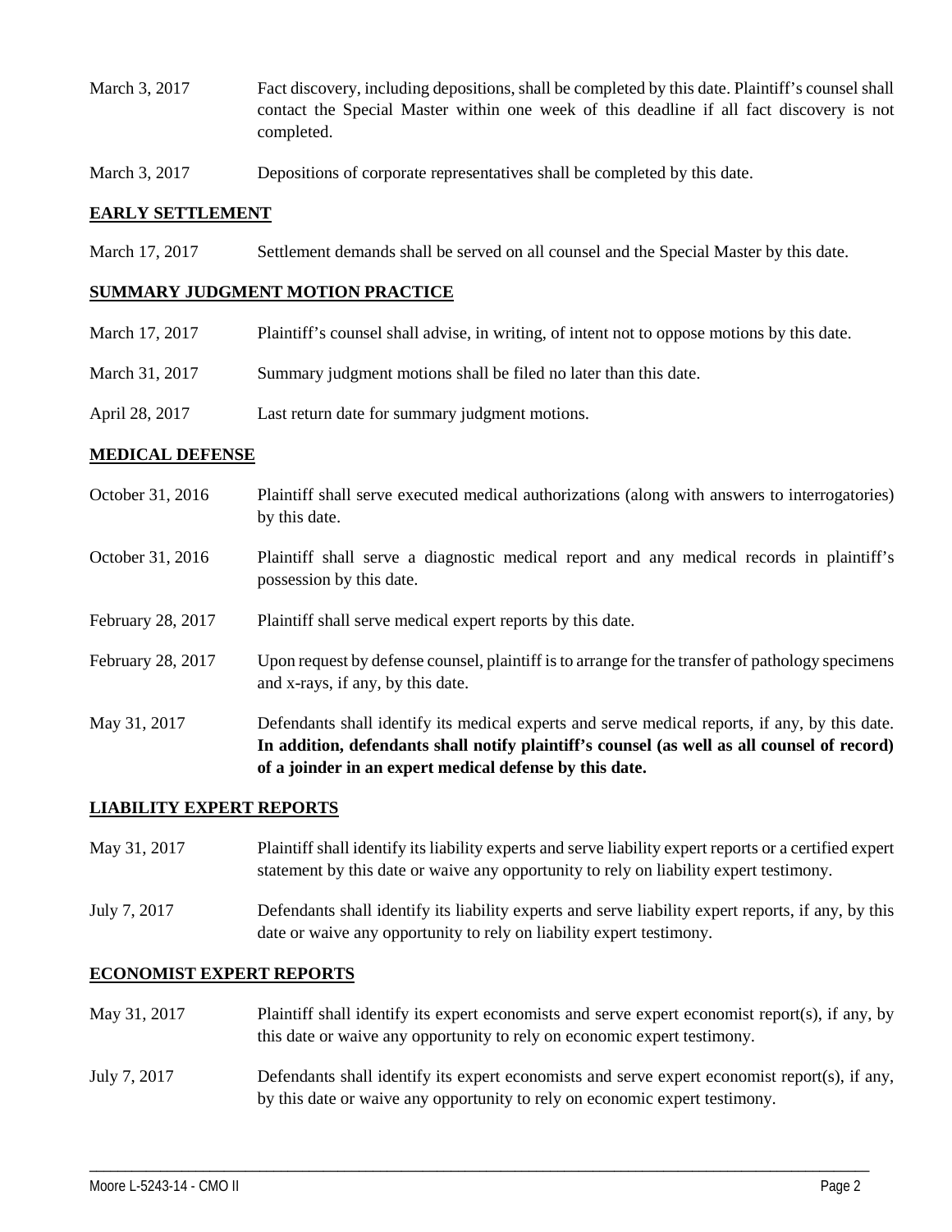March 3, 2017 Fact discovery, including depositions, shall be completed by this date. Plaintiff's counsel shall contact the Special Master within one week of this deadline if all fact discovery is not completed.

March 3, 2017 Depositions of corporate representatives shall be completed by this date.

## EARLY SETTLEMENT

March 17, 2017 Settlement demands shall be served on all counsel and the Special Master by this date.

## SUMMARY JUDGMENT MOTION PRACTICE

March 17, 2017 Plaintiff's counsel shall advise, in writing, of intent not to oppose motions by this date.

March 31, 2017 Summary judgment motions shall be filed no later than this date.

April 28, 2017 Last return date for summary judgment motions.

## MEDICAL DEFENSE

October 31, 2016 Plaintiff shall serve executed medical authorizations (along with answers to interrogatories) by this date.

October 31, 2016 Plaintiff shall serve a diagnostic medical report and any medical records in plaintiff's possession by this date.

February 28, 2017 Plaintiff shall serve medical expert reports by this date.

February 28, 2017 Upon request by defense counsel, plaintiff is to arrange for the transfer of pathology specimens and x-rays, if any, by this date.

May 31, 2017 Defendants shall identify its medical experts and serve medical reports, if any, by this date. **In addition, defendants shall notify plaintiff's counsel (as well as all counsel of record) of a joinder in an expert medical defense by this date.**

## LIABILITY EXPERT REPORTS

May 31, 2017 Plaintiff shall identify its liability experts and serve liability expert reports or a certified expert statement by this date or waive any opportunity to rely on liability expert testimony.

July 7, 2017 Defendants shall identify its liability experts and serve liability expert reports, if any, by this date or waive any opportunity to rely on liability expert testimony.

## ECONOMIST EXPERT REPORTS

May 31, 2017 Plaintiff shall identify its expert economists and serve expert economist report(s), if any, by this date or waive any opportunity to rely on economic expert testimony.

July 7, 2017 Defendants shall identify its expert economists and serve expert economist report(s), if any, by this date or waive any opportunity to rely on economic expert testimony.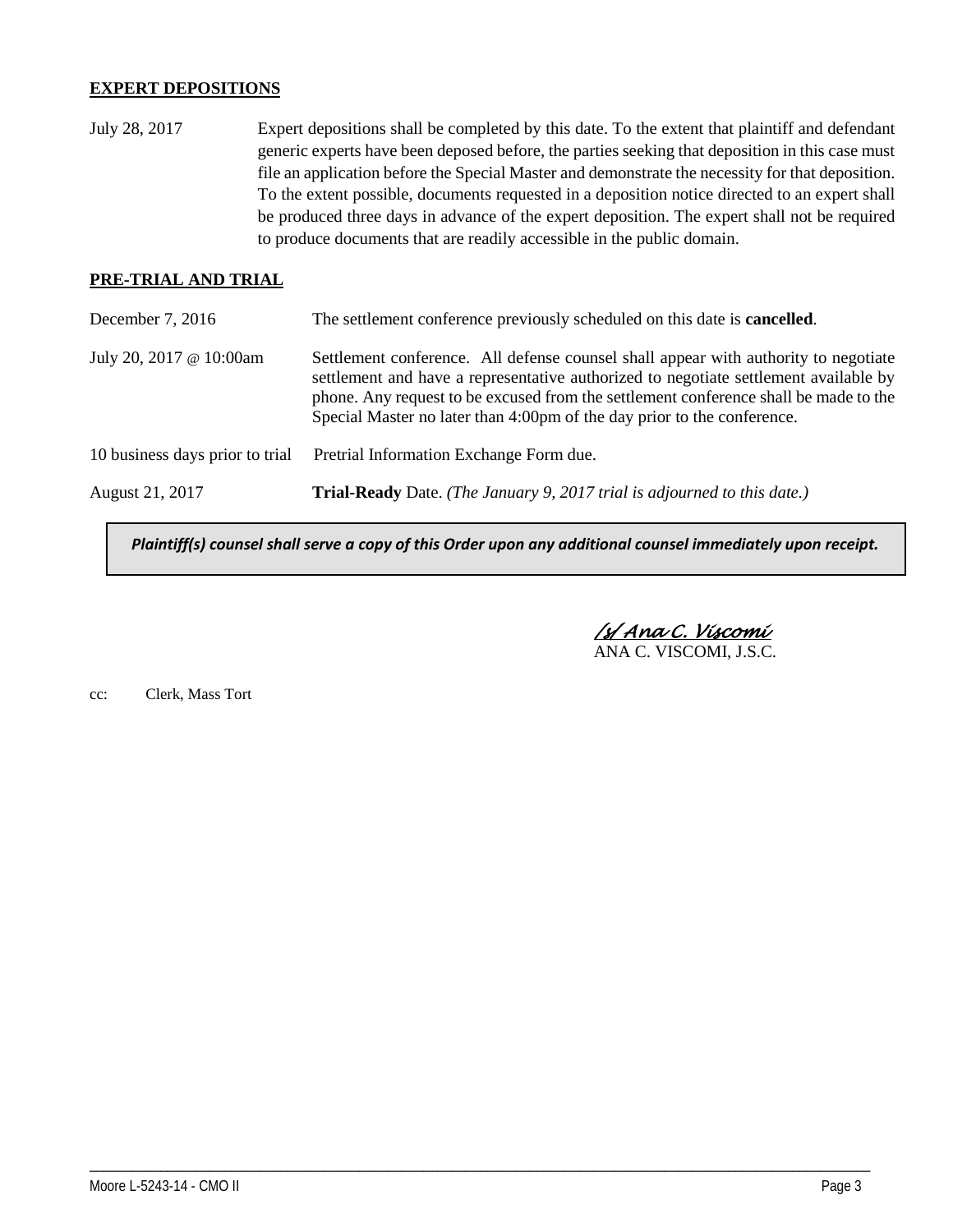**EXPERT DEPOSITIONS**

| | |
|---|---|
| July 28, 2017 | Expert depositions shall be completed by this date. To the extent that plaintiff and defendant generic experts have been deposed before, the parties seeking that deposition in this case must file an application before the Special Master and demonstrate the necessity for that deposition. To the extent possible, documents requested in a deposition notice directed to an expert shall be produced three days in advance of the expert deposition. The expert shall not be required to produce documents that are readily accessible in the public domain. |

**PRE-TRIAL AND TRIAL**

| | |
|---|---|
| December 7, 2016 | The settlement conference previously scheduled on this date is **cancelled**. |
| July 20, 2017 @ 10:00am | Settlement conference. All defense counsel shall appear with authority to negotiate settlement and have a representative authorized to negotiate settlement available by phone. Any request to be excused from the settlement conference shall be made to the Special Master no later than 4:00pm of the day prior to the conference. |
| 10 business days prior to trial | Pretrial Information Exchange Form due. |
| August 21, 2017 | **Trial-Ready** Date. *(The January 9, 2017 trial is adjourned to this date.)* |

***Plaintiff(s) counsel shall serve a copy of this Order upon any additional counsel immediately upon receipt.***

/s/ Ana C. Viscomi
ANA C. VISCOMI, J.S.C.

cc: Clerk, Mass Tort